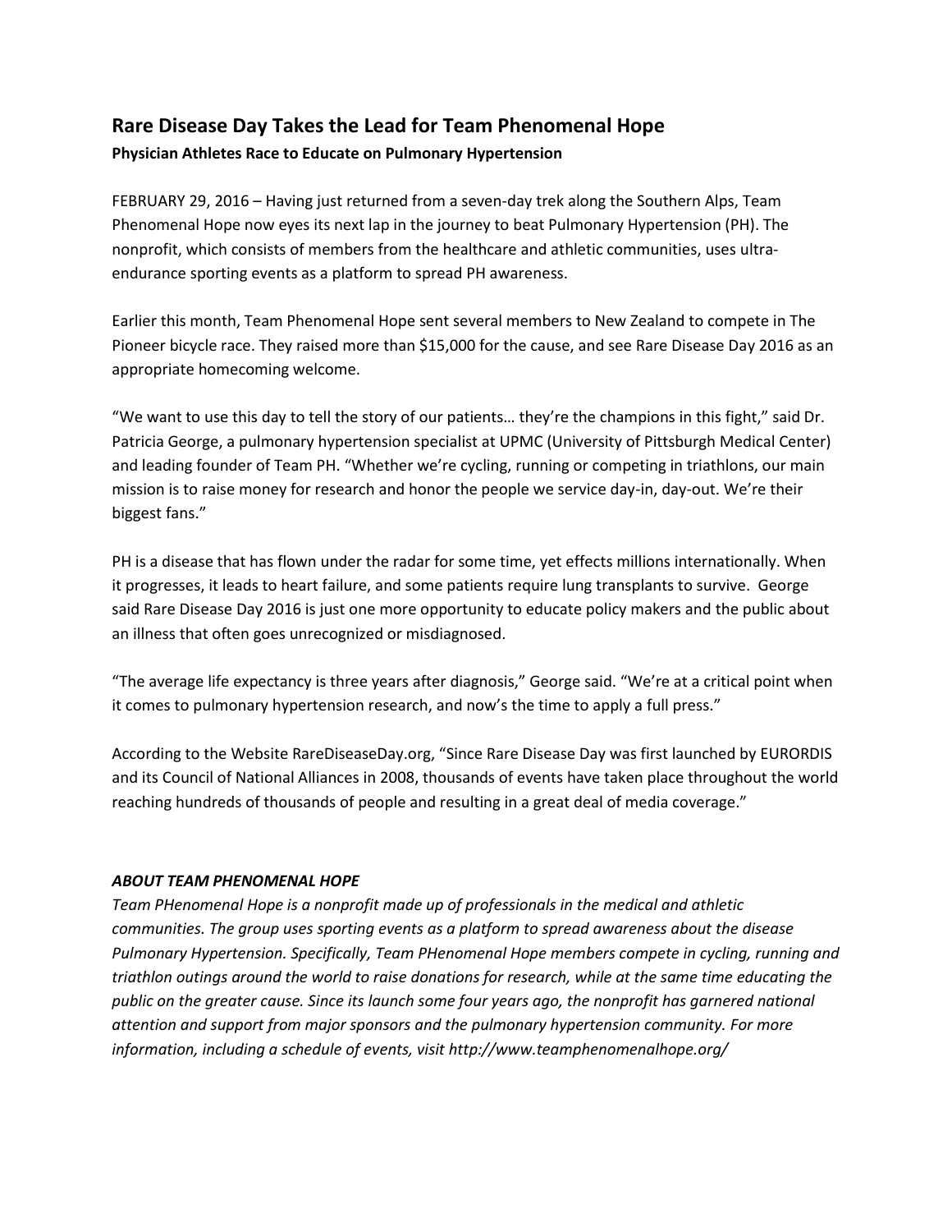# Rare Disease Day Takes the Lead for Team Phenomenal Hope

**Physician Athletes Race to Educate on Pulmonary Hypertension**

FEBRUARY 29, 2016 – Having just returned from a seven-day trek along the Southern Alps, Team Phenomenal Hope now eyes its next lap in the journey to beat Pulmonary Hypertension (PH). The nonprofit, which consists of members from the healthcare and athletic communities, uses ultra-endurance sporting events as a platform to spread PH awareness.

Earlier this month, Team Phenomenal Hope sent several members to New Zealand to compete in The Pioneer bicycle race. They raised more than $15,000 for the cause, and see Rare Disease Day 2016 as an appropriate homecoming welcome.

"We want to use this day to tell the story of our patients… they're the champions in this fight," said Dr. Patricia George, a pulmonary hypertension specialist at UPMC (University of Pittsburgh Medical Center) and leading founder of Team PH. "Whether we're cycling, running or competing in triathlons, our main mission is to raise money for research and honor the people we service day-in, day-out. We're their biggest fans."

PH is a disease that has flown under the radar for some time, yet effects millions internationally. When it progresses, it leads to heart failure, and some patients require lung transplants to survive. George said Rare Disease Day 2016 is just one more opportunity to educate policy makers and the public about an illness that often goes unrecognized or misdiagnosed.

"The average life expectancy is three years after diagnosis," George said. "We're at a critical point when it comes to pulmonary hypertension research, and now's the time to apply a full press."

According to the Website RareDiseaseDay.org, "Since Rare Disease Day was first launched by EURORDIS and its Council of National Alliances in 2008, thousands of events have taken place throughout the world reaching hundreds of thousands of people and resulting in a great deal of media coverage."

***ABOUT TEAM PHENOMENAL HOPE***

*Team PHenomenal Hope is a nonprofit made up of professionals in the medical and athletic communities. The group uses sporting events as a platform to spread awareness about the disease Pulmonary Hypertension. Specifically, Team PHenomenal Hope members compete in cycling, running and triathlon outings around the world to raise donations for research, while at the same time educating the public on the greater cause. Since its launch some four years ago, the nonprofit has garnered national attention and support from major sponsors and the pulmonary hypertension community. For more information, including a schedule of events, visit http://www.teamphenomenalhope.org/*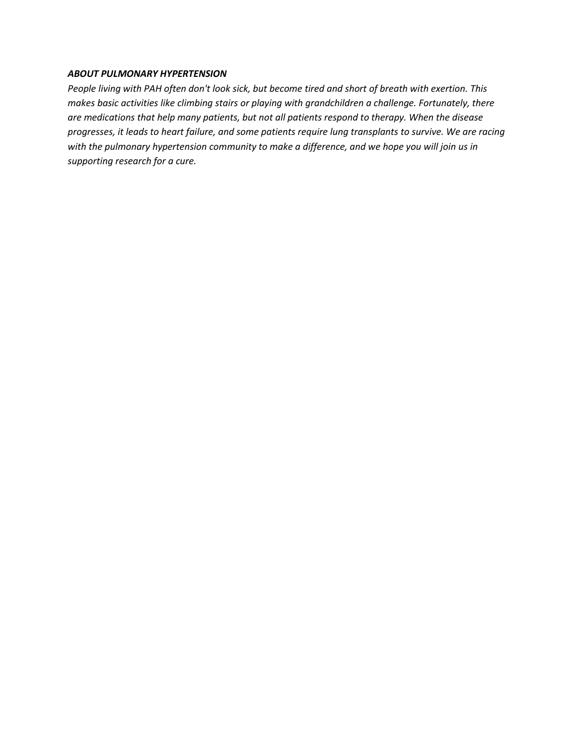***ABOUT PULMONARY HYPERTENSION***

*People living with PAH often don't look sick, but become tired and short of breath with exertion. This makes basic activities like climbing stairs or playing with grandchildren a challenge. Fortunately, there are medications that help many patients, but not all patients respond to therapy. When the disease progresses, it leads to heart failure, and some patients require lung transplants to survive. We are racing with the pulmonary hypertension community to make a difference, and we hope you will join us in supporting research for a cure.*